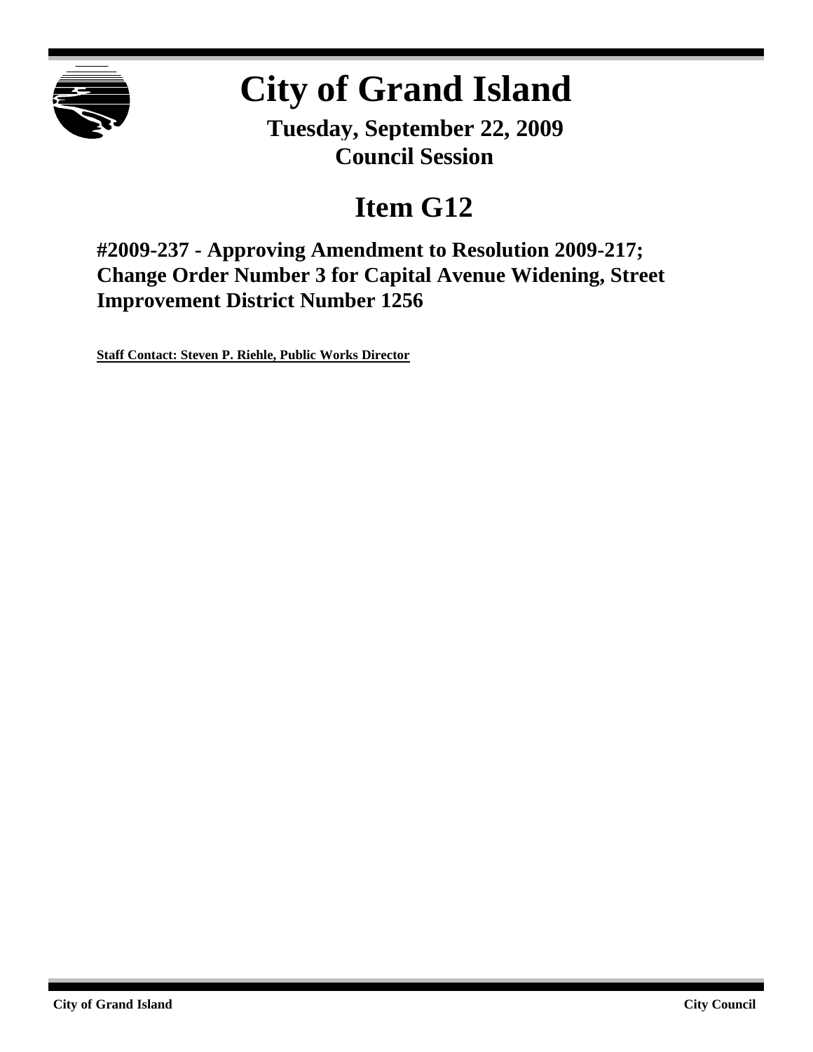# City of Grand Island

**Tuesday, September 22, 2009**
**Council Session**

## Item G12

### #2009-237 - Approving Amendment to Resolution 2009-217; Change Order Number 3 for Capital Avenue Widening, Street Improvement District Number 1256

**Staff Contact: Steven P. Riehle, Public Works Director**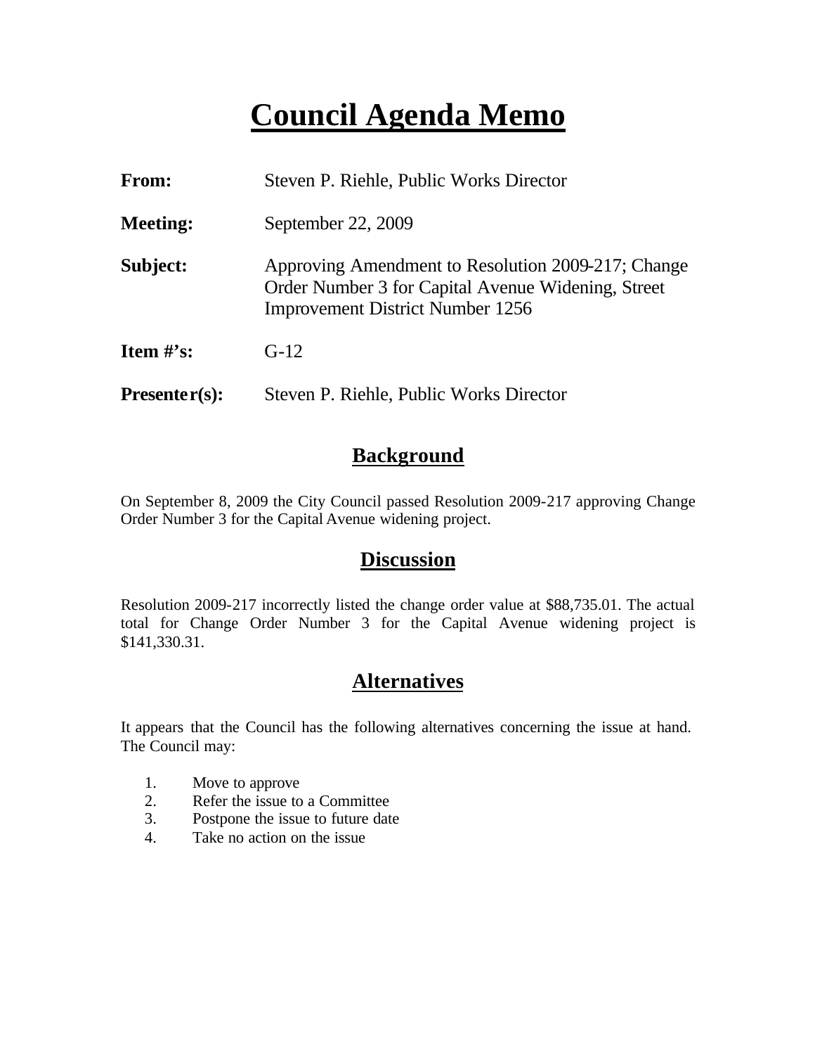# Council Agenda Memo

**From:** Steven P. Riehle, Public Works Director

**Meeting:** September 22, 2009

**Subject:** Approving Amendment to Resolution 2009-217; Change Order Number 3 for Capital Avenue Widening, Street Improvement District Number 1256

**Item #'s:** G-12

**Presenter(s):** Steven P. Riehle, Public Works Director

## Background

On September 8, 2009 the City Council passed Resolution 2009-217 approving Change Order Number 3 for the Capital Avenue widening project.

## Discussion

Resolution 2009-217 incorrectly listed the change order value at $88,735.01. The actual total for Change Order Number 3 for the Capital Avenue widening project is $141,330.31.

## Alternatives

It appears that the Council has the following alternatives concerning the issue at hand. The Council may:

1. Move to approve
2. Refer the issue to a Committee
3. Postpone the issue to future date
4. Take no action on the issue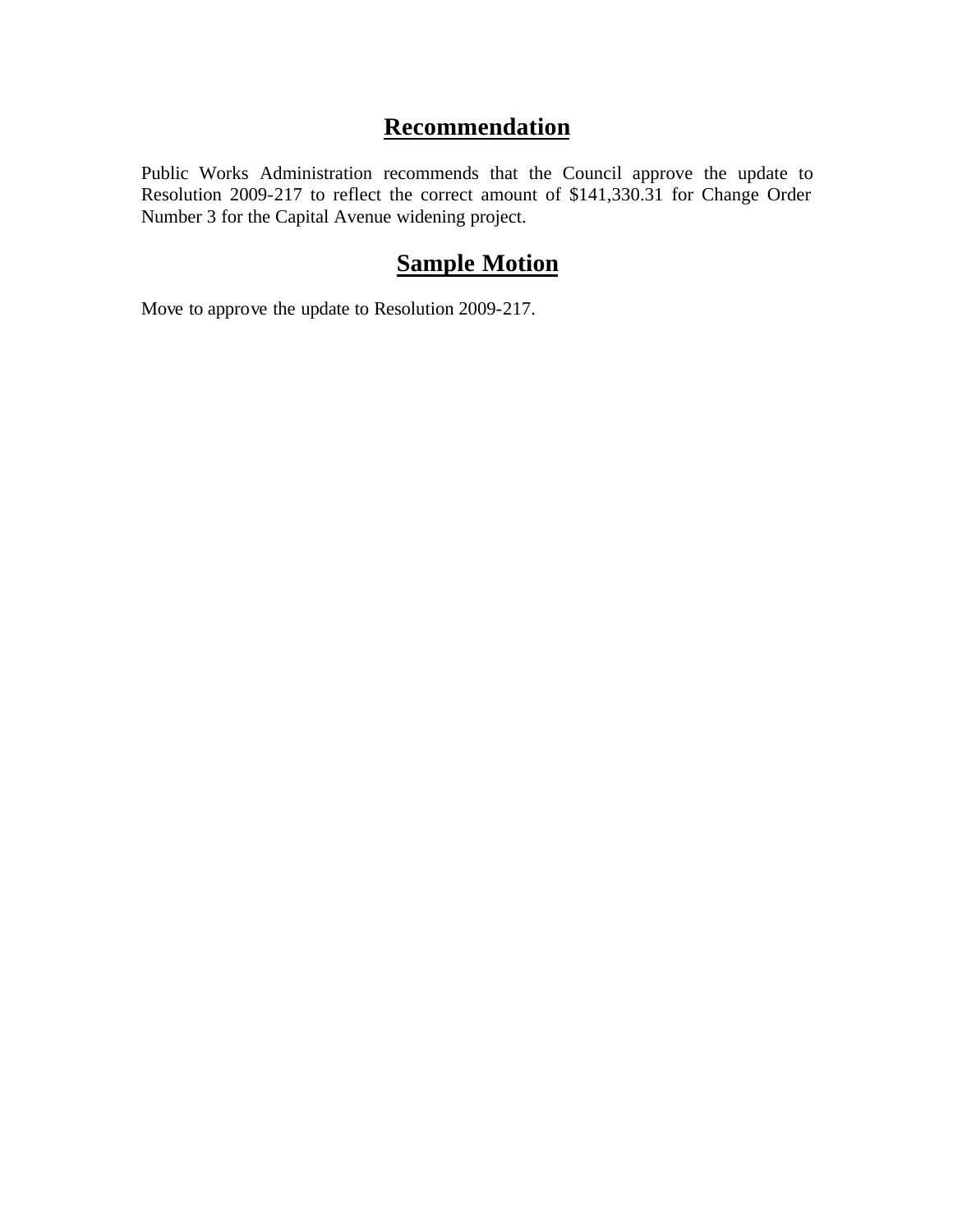## Recommendation

Public Works Administration recommends that the Council approve the update to Resolution 2009-217 to reflect the correct amount of $141,330.31 for Change Order Number 3 for the Capital Avenue widening project.

## Sample Motion

Move to approve the update to Resolution 2009-217.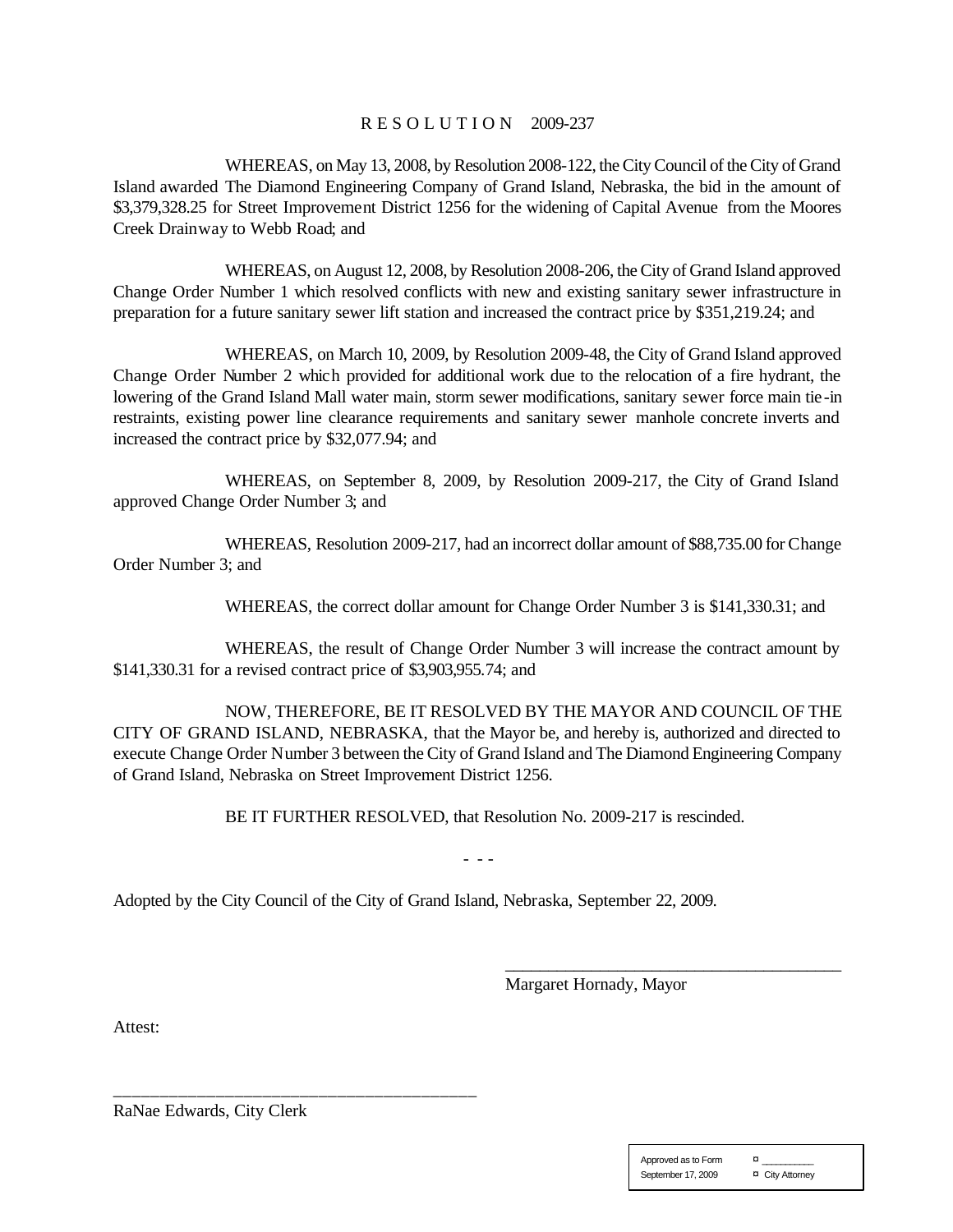# RESOLUTION 2009-237

WHEREAS, on May 13, 2008, by Resolution 2008-122, the City Council of the City of Grand Island awarded The Diamond Engineering Company of Grand Island, Nebraska, the bid in the amount of $3,379,328.25 for Street Improvement District 1256 for the widening of Capital Avenue from the Moores Creek Drainway to Webb Road; and

WHEREAS, on August 12, 2008, by Resolution 2008-206, the City of Grand Island approved Change Order Number 1 which resolved conflicts with new and existing sanitary sewer infrastructure in preparation for a future sanitary sewer lift station and increased the contract price by $351,219.24; and

WHEREAS, on March 10, 2009, by Resolution 2009-48, the City of Grand Island approved Change Order Number 2 which provided for additional work due to the relocation of a fire hydrant, the lowering of the Grand Island Mall water main, storm sewer modifications, sanitary sewer force main tie-in restraints, existing power line clearance requirements and sanitary sewer manhole concrete inverts and increased the contract price by $32,077.94; and

WHEREAS, on September 8, 2009, by Resolution 2009-217, the City of Grand Island approved Change Order Number 3; and

WHEREAS, Resolution 2009-217, had an incorrect dollar amount of $88,735.00 for Change Order Number 3; and

WHEREAS, the correct dollar amount for Change Order Number 3 is $141,330.31; and

WHEREAS, the result of Change Order Number 3 will increase the contract amount by $141,330.31 for a revised contract price of $3,903,955.74; and

NOW, THEREFORE, BE IT RESOLVED BY THE MAYOR AND COUNCIL OF THE CITY OF GRAND ISLAND, NEBRASKA, that the Mayor be, and hereby is, authorized and directed to execute Change Order Number 3 between the City of Grand Island and The Diamond Engineering Company of Grand Island, Nebraska on Street Improvement District 1256.

BE IT FURTHER RESOLVED, that Resolution No. 2009-217 is rescinded.

- - -

Adopted by the City Council of the City of Grand Island, Nebraska, September 22, 2009.

\_\_\_\_\_\_\_\_\_\_\_\_\_\_\_\_\_\_\_\_\_\_\_\_\_\_\_\_\_\_\_\_\_\_\_\_\_\_\_\_

Margaret Hornady, Mayor

Attest:

\_\_\_\_\_\_\_\_\_\_\_\_\_\_\_\_\_\_\_\_\_\_\_\_\_\_\_\_\_\_\_\_\_\_\_\_\_\_\_\_

RaNae Edwards, City Clerk

| | |
|---|---|
| Approved as to Form | ¤ \_\_\_\_\_\_\_\_\_\_ |
| September 17, 2009 | ¤ City Attorney |